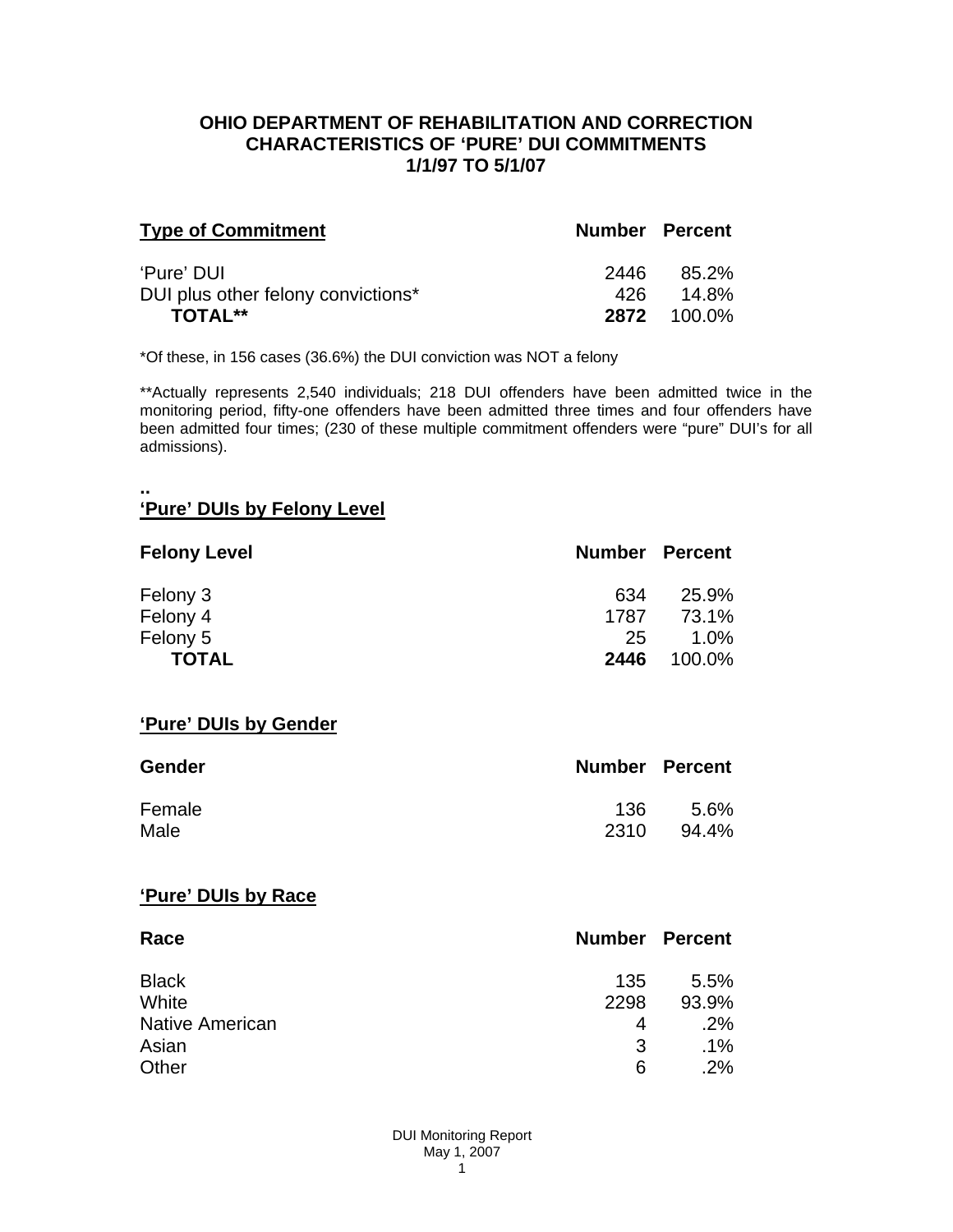# OHIO DEPARTMENT OF REHABILITATION AND CORRECTION
## CHARACTERISTICS OF 'PURE' DUI COMMITMENTS
## 1/1/97 TO 5/1/07

| Type of Commitment | Number | Percent |
|---|---|---|
| 'Pure' DUI | 2446 | 85.2% |
| DUI plus other felony convictions* | 426 | 14.8% |
| **TOTAL**** | **2872** | 100.0% |

*Of these, in 156 cases (36.6%) the DUI conviction was NOT a felony

**Actually represents 2,540 individuals; 218 DUI offenders have been admitted twice in the monitoring period, fifty-one offenders have been admitted three times and four offenders have been admitted four times; (230 of these multiple commitment offenders were "pure" DUI's for all admissions).

..

### 'Pure' DUIs by Felony Level

| Felony Level | Number | Percent |
|---|---|---|
| Felony 3 | 634 | 25.9% |
| Felony 4 | 1787 | 73.1% |
| Felony 5 | 25 | 1.0% |
| **TOTAL** | **2446** | 100.0% |

### 'Pure' DUIs by Gender

| Gender | Number | Percent |
|---|---|---|
| Female | 136 | 5.6% |
| Male | 2310 | 94.4% |

### 'Pure' DUIs by Race

| Race | Number | Percent |
|---|---|---|
| Black | 135 | 5.5% |
| White | 2298 | 93.9% |
| Native American | 4 | .2% |
| Asian | 3 | .1% |
| Other | 6 | .2% |

DUI Monitoring Report
May 1, 2007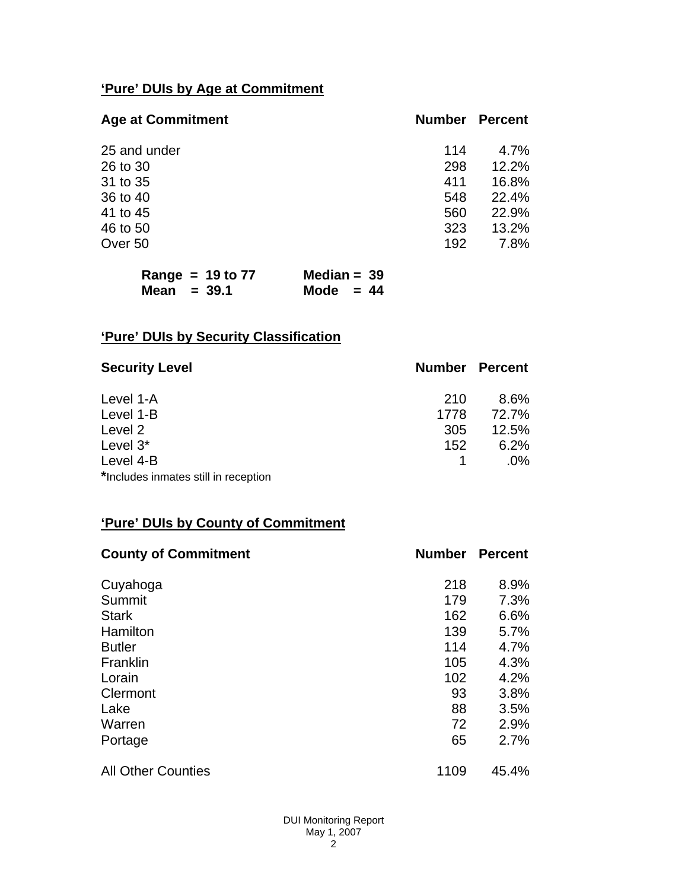## 'Pure' DUIs by Age at Commitment

| Age at Commitment | Number | Percent |
|---|---|---|
| 25 and under | 114 | 4.7% |
| 26 to 30 | 298 | 12.2% |
| 31 to 35 | 411 | 16.8% |
| 36 to 40 | 548 | 22.4% |
| 41 to 45 | 560 | 22.9% |
| 46 to 50 | 323 | 13.2% |
| Over 50 | 192 | 7.8% |

**Range = 19 to 77** **Median = 39**
**Mean = 39.1** **Mode = 44**

## 'Pure' DUIs by Security Classification

| Security Level | Number | Percent |
|---|---|---|
| Level 1-A | 210 | 8.6% |
| Level 1-B | 1778 | 72.7% |
| Level 2 | 305 | 12.5% |
| Level 3* | 152 | 6.2% |
| Level 4-B | 1 | .0% |

**\***Includes inmates still in reception

## 'Pure' DUIs by County of Commitment

| County of Commitment | Number | Percent |
|---|---|---|
| Cuyahoga | 218 | 8.9% |
| Summit | 179 | 7.3% |
| Stark | 162 | 6.6% |
| Hamilton | 139 | 5.7% |
| Butler | 114 | 4.7% |
| Franklin | 105 | 4.3% |
| Lorain | 102 | 4.2% |
| Clermont | 93 | 3.8% |
| Lake | 88 | 3.5% |
| Warren | 72 | 2.9% |
| Portage | 65 | 2.7% |
| All Other Counties | 1109 | 45.4% |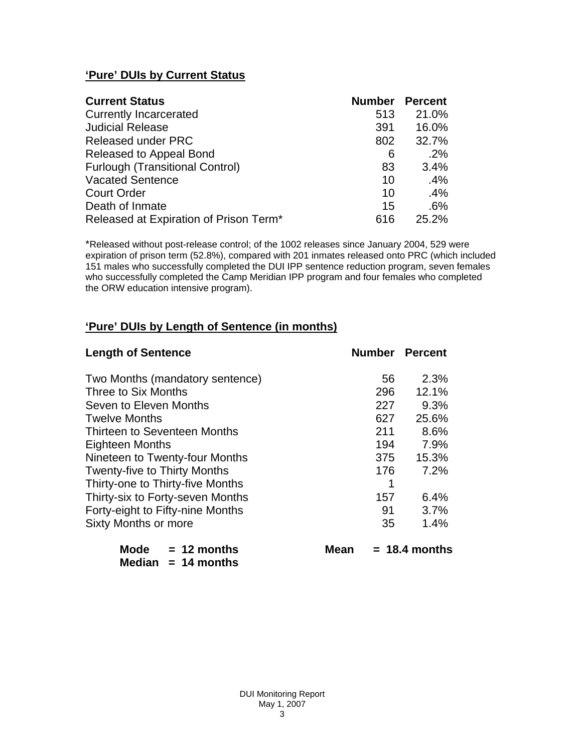## 'Pure' DUIs by Current Status

| Current Status | Number | Percent |
|---|---|---|
| Currently Incarcerated | 513 | 21.0% |
| Judicial Release | 391 | 16.0% |
| Released under PRC | 802 | 32.7% |
| Released to Appeal Bond | 6 | .2% |
| Furlough (Transitional Control) | 83 | 3.4% |
| Vacated Sentence | 10 | .4% |
| Court Order | 10 | .4% |
| Death of Inmate | 15 | .6% |
| Released at Expiration of Prison Term* | 616 | 25.2% |

*Released without post-release control; of the 1002 releases since January 2004, 529 were expiration of prison term (52.8%), compared with 201 inmates released onto PRC (which included 151 males who successfully completed the DUI IPP sentence reduction program, seven females who successfully completed the Camp Meridian IPP program and four females who completed the ORW education intensive program).

## 'Pure' DUIs by Length of Sentence (in months)

| Length of Sentence | Number | Percent |
|---|---|---|
| Two Months (mandatory sentence) | 56 | 2.3% |
| Three to Six Months | 296 | 12.1% |
| Seven to Eleven Months | 227 | 9.3% |
| Twelve Months | 627 | 25.6% |
| Thirteen to Seventeen Months | 211 | 8.6% |
| Eighteen Months | 194 | 7.9% |
| Nineteen to Twenty-four Months | 375 | 15.3% |
| Twenty-five to Thirty Months | 176 | 7.2% |
| Thirty-one to Thirty-five Months | 1 | |
| Thirty-six to Forty-seven Months | 157 | 6.4% |
| Forty-eight to Fifty-nine Months | 91 | 3.7% |
| Sixty Months or more | 35 | 1.4% |

**Mode = 12 months** **Mean = 18.4 months**
**Median = 14 months**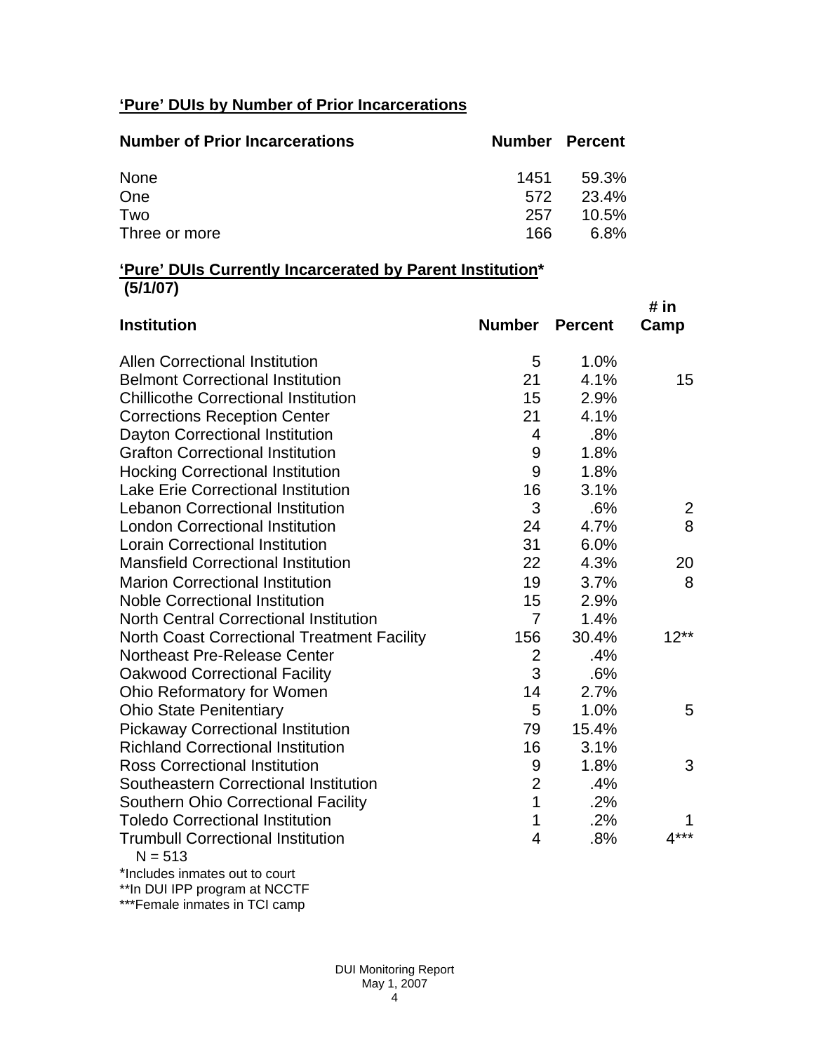## 'Pure' DUIs by Number of Prior Incarcerations

| Number of Prior Incarcerations | Number | Percent |
|---|---|---|
| None | 1451 | 59.3% |
| One | 572 | 23.4% |
| Two | 257 | 10.5% |
| Three or more | 166 | 6.8% |

## 'Pure' DUIs Currently Incarcerated by Parent Institution* (5/1/07)

| Institution | Number | Percent | # in Camp |
|---|---|---|---|
| Allen Correctional Institution | 5 | 1.0% | |
| Belmont Correctional Institution | 21 | 4.1% | 15 |
| Chillicothe Correctional Institution | 15 | 2.9% | |
| Corrections Reception Center | 21 | 4.1% | |
| Dayton Correctional Institution | 4 | .8% | |
| Grafton Correctional Institution | 9 | 1.8% | |
| Hocking Correctional Institution | 9 | 1.8% | |
| Lake Erie Correctional Institution | 16 | 3.1% | |
| Lebanon Correctional Institution | 3 | .6% | 2 |
| London Correctional Institution | 24 | 4.7% | 8 |
| Lorain Correctional Institution | 31 | 6.0% | |
| Mansfield Correctional Institution | 22 | 4.3% | 20 |
| Marion Correctional Institution | 19 | 3.7% | 8 |
| Noble Correctional Institution | 15 | 2.9% | |
| North Central Correctional Institution | 7 | 1.4% | |
| North Coast Correctional Treatment Facility | 156 | 30.4% | 12** |
| Northeast Pre-Release Center | 2 | .4% | |
| Oakwood Correctional Facility | 3 | .6% | |
| Ohio Reformatory for Women | 14 | 2.7% | |
| Ohio State Penitentiary | 5 | 1.0% | 5 |
| Pickaway Correctional Institution | 79 | 15.4% | |
| Richland Correctional Institution | 16 | 3.1% | |
| Ross Correctional Institution | 9 | 1.8% | 3 |
| Southeastern Correctional Institution | 2 | .4% | |
| Southern Ohio Correctional Facility | 1 | .2% | |
| Toledo Correctional Institution | 1 | .2% | 1 |
| Trumbull Correctional Institution | 4 | .8% | 4*** |

N = 513

*Includes inmates out to court

**In DUI IPP program at NCCTF

***Female inmates in TCI camp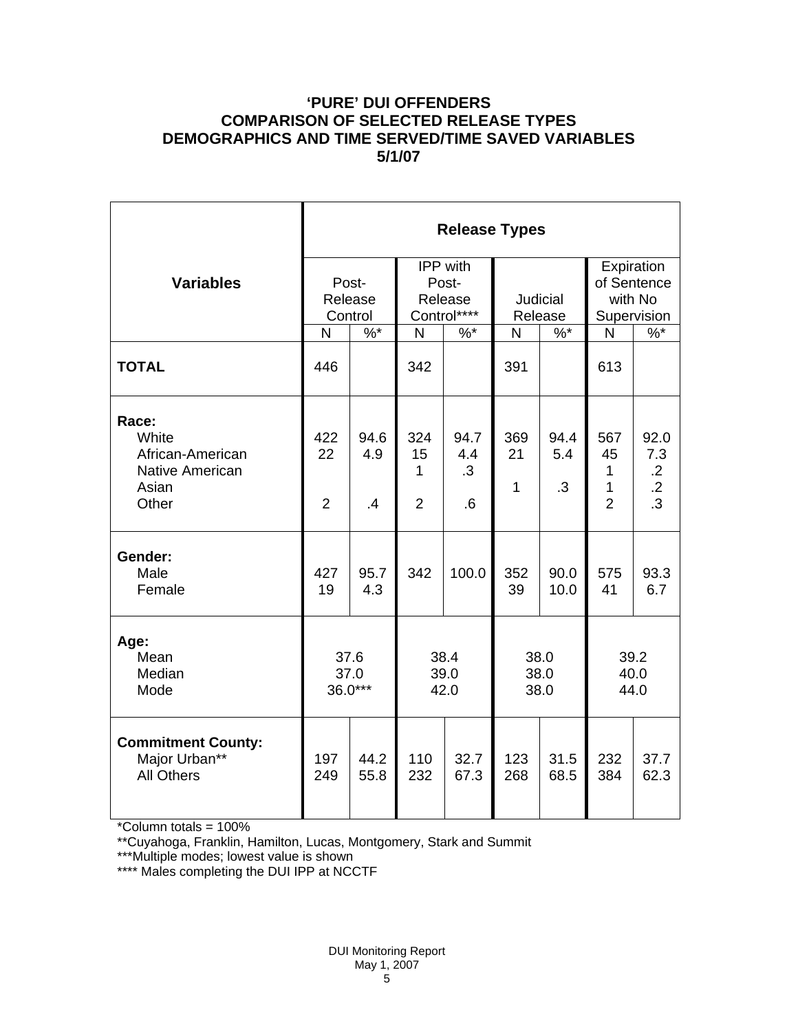# 'PURE' DUI OFFENDERS
# COMPARISON OF SELECTED RELEASE TYPES
# DEMOGRAPHICS AND TIME SERVED/TIME SAVED VARIABLES
# 5/1/07

| Variables | Release Types | | | | | | | |
|---|---|---|---|---|---|---|---|---|
| | Post-Release Control | | IPP with Post-Release Control**** | | Judicial Release | | Expiration of Sentence with No Supervision | |
| | N | %* | N | %* | N | %* | N | %* |
| **TOTAL** | 446 | | 342 | | 391 | | 613 | |
| **Race:** | | | | | | | | |
| White | 422 | 94.6 | 324 | 94.7 | 369 | 94.4 | 567 | 92.0 |
| African-American | 22 | 4.9 | 15 | 4.4 | 21 | 5.4 | 45 | 7.3 |
| Native American | | | 1 | .3 | 1 | .3 | 1 | .2 |
| Asian | | | | | | | 1 | .2 |
| Other | 2 | .4 | 2 | .6 | | | 2 | .3 |
| **Gender:** | | | | | | | | |
| Male | 427 | 95.7 | 342 | 100.0 | 352 | 90.0 | 575 | 93.3 |
| Female | 19 | 4.3 | | | 39 | 10.0 | 41 | 6.7 |
| **Age:** | | | | | | | | |
| Mean | 37.6 | | 38.4 | | 38.0 | | 39.2 | |
| Median | 37.0 | | 39.0 | | 38.0 | | 40.0 | |
| Mode | 36.0*** | | 42.0 | | 38.0 | | 44.0 | |
| **Commitment County:** | | | | | | | | |
| Major Urban** | 197 | 44.2 | 110 | 32.7 | 123 | 31.5 | 232 | 37.7 |
| All Others | 249 | 55.8 | 232 | 67.3 | 268 | 68.5 | 384 | 62.3 |

*Column totals = 100%

**Cuyahoga, Franklin, Hamilton, Lucas, Montgomery, Stark and Summit

***Multiple modes; lowest value is shown

**** Males completing the DUI IPP at NCCTF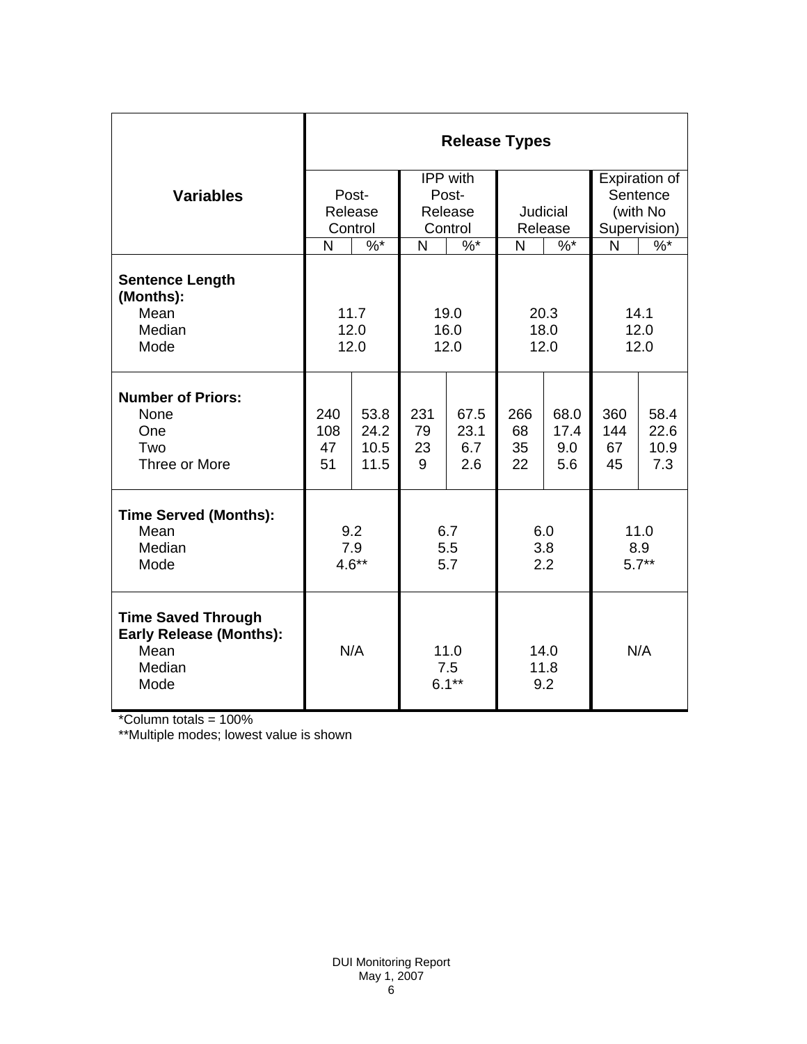| Variables | Release Types | | | | | | | |
|---|---|---|---|---|---|---|---|---|
| | Post-Release Control | | IPP with Post-Release Control | | Judicial Release | | Expiration of Sentence (with No Supervision) | |
| | N | %* | N | %* | N | %* | N | %* |
| **Sentence Length (Months):** | | | | | | | | |
| Mean | 11.7 | | 19.0 | | 20.3 | | 14.1 | |
| Median | 12.0 | | 16.0 | | 18.0 | | 12.0 | |
| Mode | 12.0 | | 12.0 | | 12.0 | | 12.0 | |
| **Number of Priors:** | | | | | | | | |
| None | 240 | 53.8 | 231 | 67.5 | 266 | 68.0 | 360 | 58.4 |
| One | 108 | 24.2 | 79 | 23.1 | 68 | 17.4 | 144 | 22.6 |
| Two | 47 | 10.5 | 23 | 6.7 | 35 | 9.0 | 67 | 10.9 |
| Three or More | 51 | 11.5 | 9 | 2.6 | 22 | 5.6 | 45 | 7.3 |
| **Time Served (Months):** | | | | | | | | |
| Mean | 9.2 | | 6.7 | | 6.0 | | 11.0 | |
| Median | 7.9 | | 5.5 | | 3.8 | | 8.9 | |
| Mode | 4.6** | | 5.7 | | 2.2 | | 5.7** | |
| **Time Saved Through Early Release (Months):** | | | | | | | | |
| Mean | N/A | | 11.0 | | 14.0 | | N/A | |
| Median | | | 7.5 | | 11.8 | | | |
| Mode | | | 6.1** | | 9.2 | | | |

*Column totals = 100%

**Multiple modes; lowest value is shown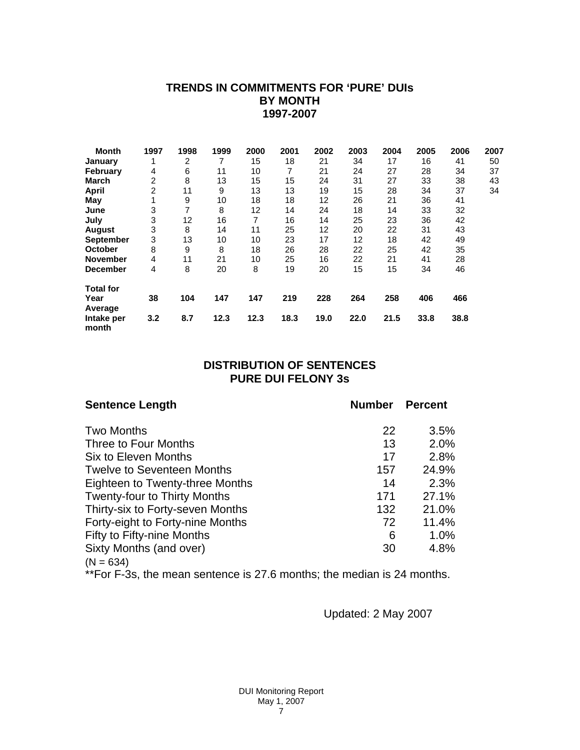## TRENDS IN COMMITMENTS FOR 'PURE' DUIs
## BY MONTH
## 1997-2007

| Month | 1997 | 1998 | 1999 | 2000 | 2001 | 2002 | 2003 | 2004 | 2005 | 2006 | 2007 |
|---|---|---|---|---|---|---|---|---|---|---|---|
| January | 1 | 2 | 7 | 15 | 18 | 21 | 34 | 17 | 16 | 41 | 50 |
| February | 4 | 6 | 11 | 10 | 7 | 21 | 24 | 27 | 28 | 34 | 37 |
| March | 2 | 8 | 13 | 15 | 15 | 24 | 31 | 27 | 33 | 38 | 43 |
| April | 2 | 11 | 9 | 13 | 13 | 19 | 15 | 28 | 34 | 37 | 34 |
| May | 1 | 9 | 10 | 18 | 18 | 12 | 26 | 21 | 36 | 41 | |
| June | 3 | 7 | 8 | 12 | 14 | 24 | 18 | 14 | 33 | 32 | |
| July | 3 | 12 | 16 | 7 | 16 | 14 | 25 | 23 | 36 | 42 | |
| August | 3 | 8 | 14 | 11 | 25 | 12 | 20 | 22 | 31 | 43 | |
| September | 3 | 13 | 10 | 10 | 23 | 17 | 12 | 18 | 42 | 49 | |
| October | 8 | 9 | 8 | 18 | 26 | 28 | 22 | 25 | 42 | 35 | |
| November | 4 | 11 | 21 | 10 | 25 | 16 | 22 | 21 | 41 | 28 | |
| December | 4 | 8 | 20 | 8 | 19 | 20 | 15 | 15 | 34 | 46 | |
| **Total for Year** | **38** | **104** | **147** | **147** | **219** | **228** | **264** | **258** | **406** | **466** | |
| **Average Intake per month** | **3.2** | **8.7** | **12.3** | **12.3** | **18.3** | **19.0** | **22.0** | **21.5** | **33.8** | **38.8** | |

## DISTRIBUTION OF SENTENCES
## PURE DUI FELONY 3s

| Sentence Length | Number | Percent |
|---|---|---|
| Two Months | 22 | 3.5% |
| Three to Four Months | 13 | 2.0% |
| Six to Eleven Months | 17 | 2.8% |
| Twelve to Seventeen Months | 157 | 24.9% |
| Eighteen to Twenty-three Months | 14 | 2.3% |
| Twenty-four to Thirty Months | 171 | 27.1% |
| Thirty-six to Forty-seven Months | 132 | 21.0% |
| Forty-eight to Forty-nine Months | 72 | 11.4% |
| Fifty to Fifty-nine Months | 6 | 1.0% |
| Sixty Months (and over) | 30 | 4.8% |

(N = 634)

**For F-3s, the mean sentence is 27.6 months; the median is 24 months.

Updated: 2 May 2007

DUI Monitoring Report
May 1, 2007